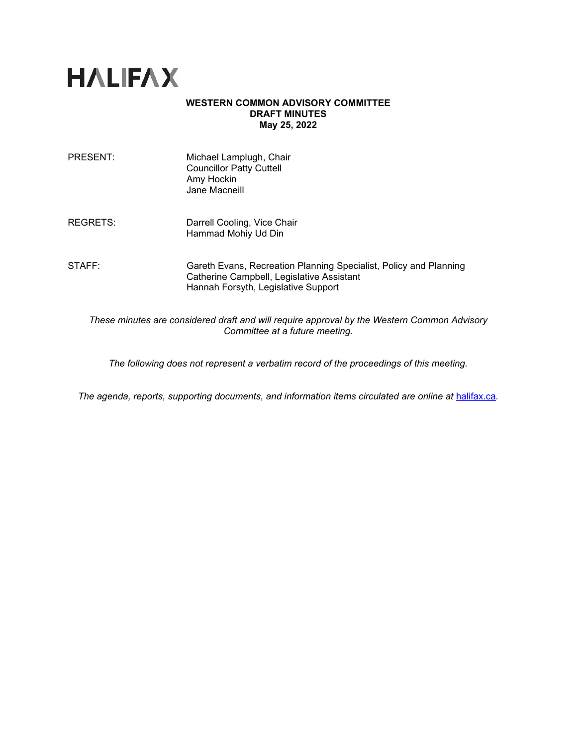# HALIFAX

**WESTERN COMMON ADVISORY COMMITTEE**
**DRAFT MINUTES**
**May 25, 2022**

| | |
|---|---|
| PRESENT: | Michael Lamplugh, Chair<br>Councillor Patty Cuttell<br>Amy Hockin<br>Jane Macneill |
| REGRETS: | Darrell Cooling, Vice Chair<br>Hammad Mohiy Ud Din |
| STAFF: | Gareth Evans, Recreation Planning Specialist, Policy and Planning<br>Catherine Campbell, Legislative Assistant<br>Hannah Forsyth, Legislative Support |

*These minutes are considered draft and will require approval by the Western Common Advisory Committee at a future meeting.*

*The following does not represent a verbatim record of the proceedings of this meeting.*

*The agenda, reports, supporting documents, and information items circulated are online at [halifax.ca](https://www.halifax.ca).*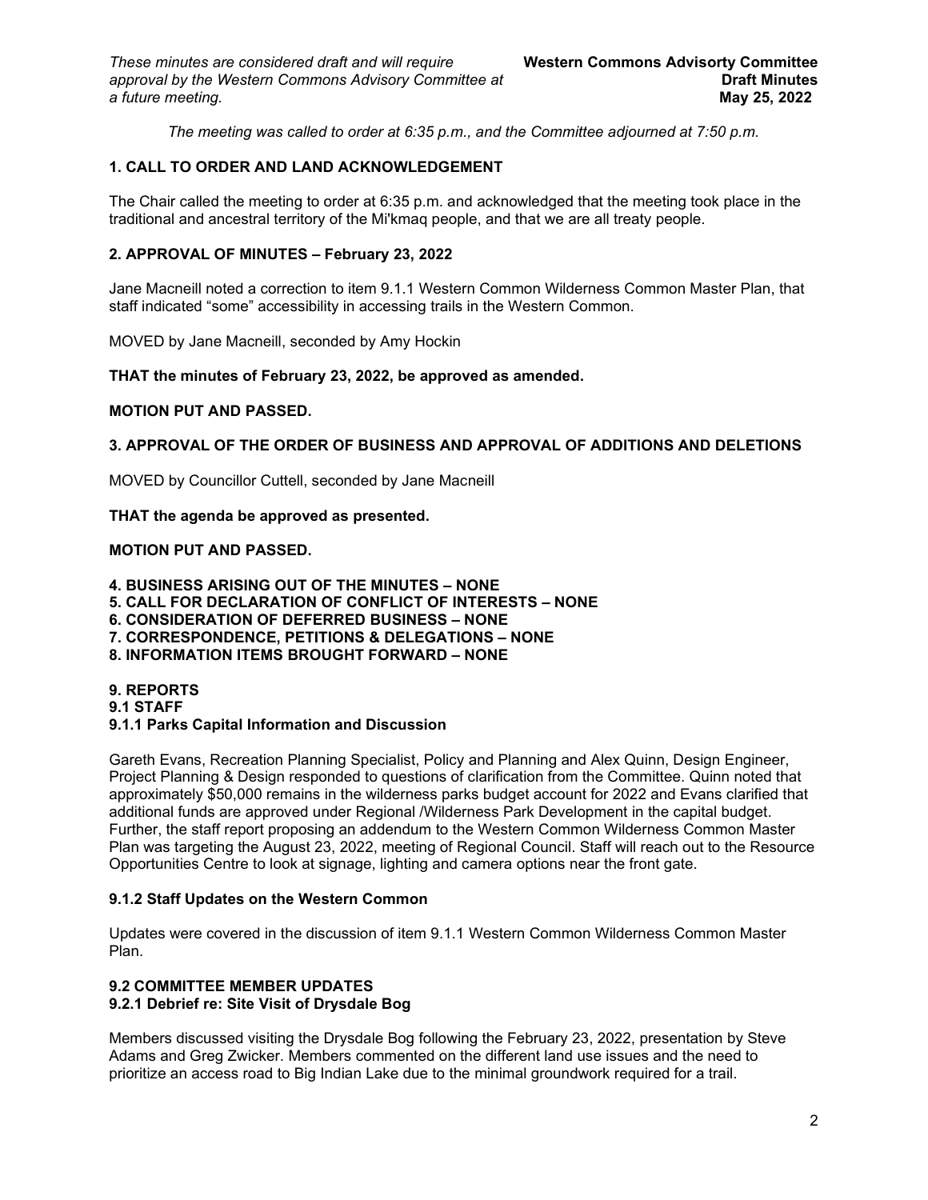*The meeting was called to order at 6:35 p.m., and the Committee adjourned at 7:50 p.m.*

## 1. CALL TO ORDER AND LAND ACKNOWLEDGEMENT

The Chair called the meeting to order at 6:35 p.m. and acknowledged that the meeting took place in the traditional and ancestral territory of the Mi'kmaq people, and that we are all treaty people.

## 2. APPROVAL OF MINUTES – February 23, 2022

Jane Macneill noted a correction to item 9.1.1 Western Common Wilderness Common Master Plan, that staff indicated "some" accessibility in accessing trails in the Western Common.

MOVED by Jane Macneill, seconded by Amy Hockin

**THAT the minutes of February 23, 2022, be approved as amended.**

**MOTION PUT AND PASSED.**

## 3. APPROVAL OF THE ORDER OF BUSINESS AND APPROVAL OF ADDITIONS AND DELETIONS

MOVED by Councillor Cuttell, seconded by Jane Macneill

**THAT the agenda be approved as presented.**

**MOTION PUT AND PASSED.**

## 4. BUSINESS ARISING OUT OF THE MINUTES – NONE
## 5. CALL FOR DECLARATION OF CONFLICT OF INTERESTS – NONE
## 6. CONSIDERATION OF DEFERRED BUSINESS – NONE
## 7. CORRESPONDENCE, PETITIONS & DELEGATIONS – NONE
## 8. INFORMATION ITEMS BROUGHT FORWARD – NONE

## 9. REPORTS
### 9.1 STAFF
### 9.1.1 Parks Capital Information and Discussion

Gareth Evans, Recreation Planning Specialist, Policy and Planning and Alex Quinn, Design Engineer, Project Planning & Design responded to questions of clarification from the Committee. Quinn noted that approximately $50,000 remains in the wilderness parks budget account for 2022 and Evans clarified that additional funds are approved under Regional /Wilderness Park Development in the capital budget. Further, the staff report proposing an addendum to the Western Common Wilderness Common Master Plan was targeting the August 23, 2022, meeting of Regional Council. Staff will reach out to the Resource Opportunities Centre to look at signage, lighting and camera options near the front gate.

### 9.1.2 Staff Updates on the Western Common

Updates were covered in the discussion of item 9.1.1 Western Common Wilderness Common Master Plan.

### 9.2 COMMITTEE MEMBER UPDATES
### 9.2.1 Debrief re: Site Visit of Drysdale Bog

Members discussed visiting the Drysdale Bog following the February 23, 2022, presentation by Steve Adams and Greg Zwicker. Members commented on the different land use issues and the need to prioritize an access road to Big Indian Lake due to the minimal groundwork required for a trail.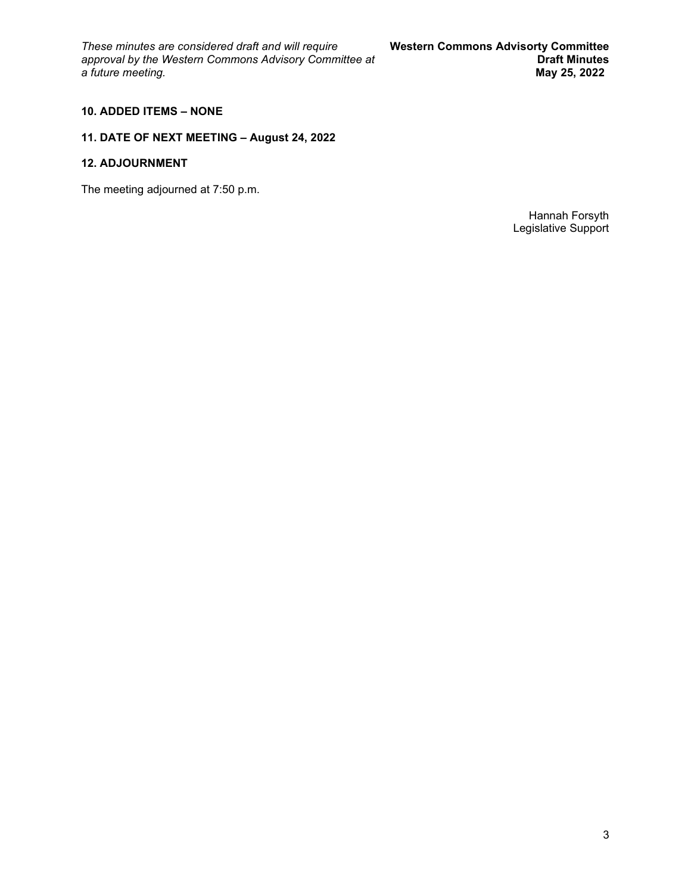## 10. ADDED ITEMS – NONE

## 11. DATE OF NEXT MEETING – August 24, 2022

## 12. ADJOURNMENT

The meeting adjourned at 7:50 p.m.

Hannah Forsyth
Legislative Support